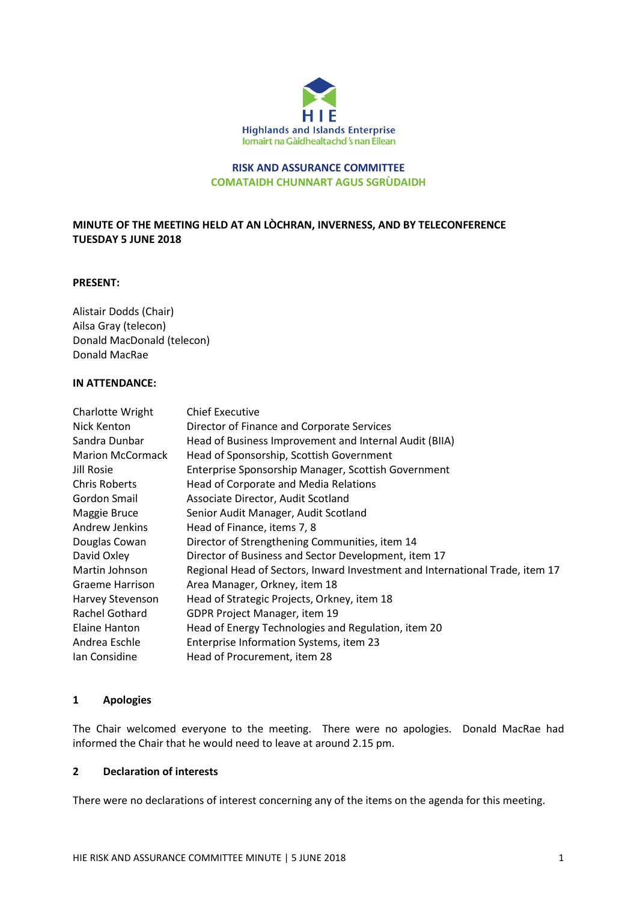HIE

Highlands and Islands Enterprise

Iomairt na Gàidhealtachd 's nan Eilean

**RISK AND ASSURANCE COMMITTEE**

**COMATAIDH CHUNNART AGUS SGRÙDAIDH**

**MINUTE OF THE MEETING HELD AT AN LÒCHRAN, INVERNESS, AND BY TELECONFERENCE TUESDAY 5 JUNE 2018**

**PRESENT:**

Alistair Dodds (Chair)
Ailsa Gray (telecon)
Donald MacDonald (telecon)
Donald MacRae

**IN ATTENDANCE:**

| | |
|---|---|
| Charlotte Wright | Chief Executive |
| Nick Kenton | Director of Finance and Corporate Services |
| Sandra Dunbar | Head of Business Improvement and Internal Audit (BIIA) |
| Marion McCormack | Head of Sponsorship, Scottish Government |
| Jill Rosie | Enterprise Sponsorship Manager, Scottish Government |
| Chris Roberts | Head of Corporate and Media Relations |
| Gordon Smail | Associate Director, Audit Scotland |
| Maggie Bruce | Senior Audit Manager, Audit Scotland |
| Andrew Jenkins | Head of Finance, items 7, 8 |
| Douglas Cowan | Director of Strengthening Communities, item 14 |
| David Oxley | Director of Business and Sector Development, item 17 |
| Martin Johnson | Regional Head of Sectors, Inward Investment and International Trade, item 17 |
| Graeme Harrison | Area Manager, Orkney, item 18 |
| Harvey Stevenson | Head of Strategic Projects, Orkney, item 18 |
| Rachel Gothard | GDPR Project Manager, item 19 |
| Elaine Hanton | Head of Energy Technologies and Regulation, item 20 |
| Andrea Eschle | Enterprise Information Systems, item 23 |
| Ian Considine | Head of Procurement, item 28 |

## 1 Apologies

The Chair welcomed everyone to the meeting. There were no apologies. Donald MacRae had informed the Chair that he would need to leave at around 2.15 pm.

## 2 Declaration of interests

There were no declarations of interest concerning any of the items on the agenda for this meeting.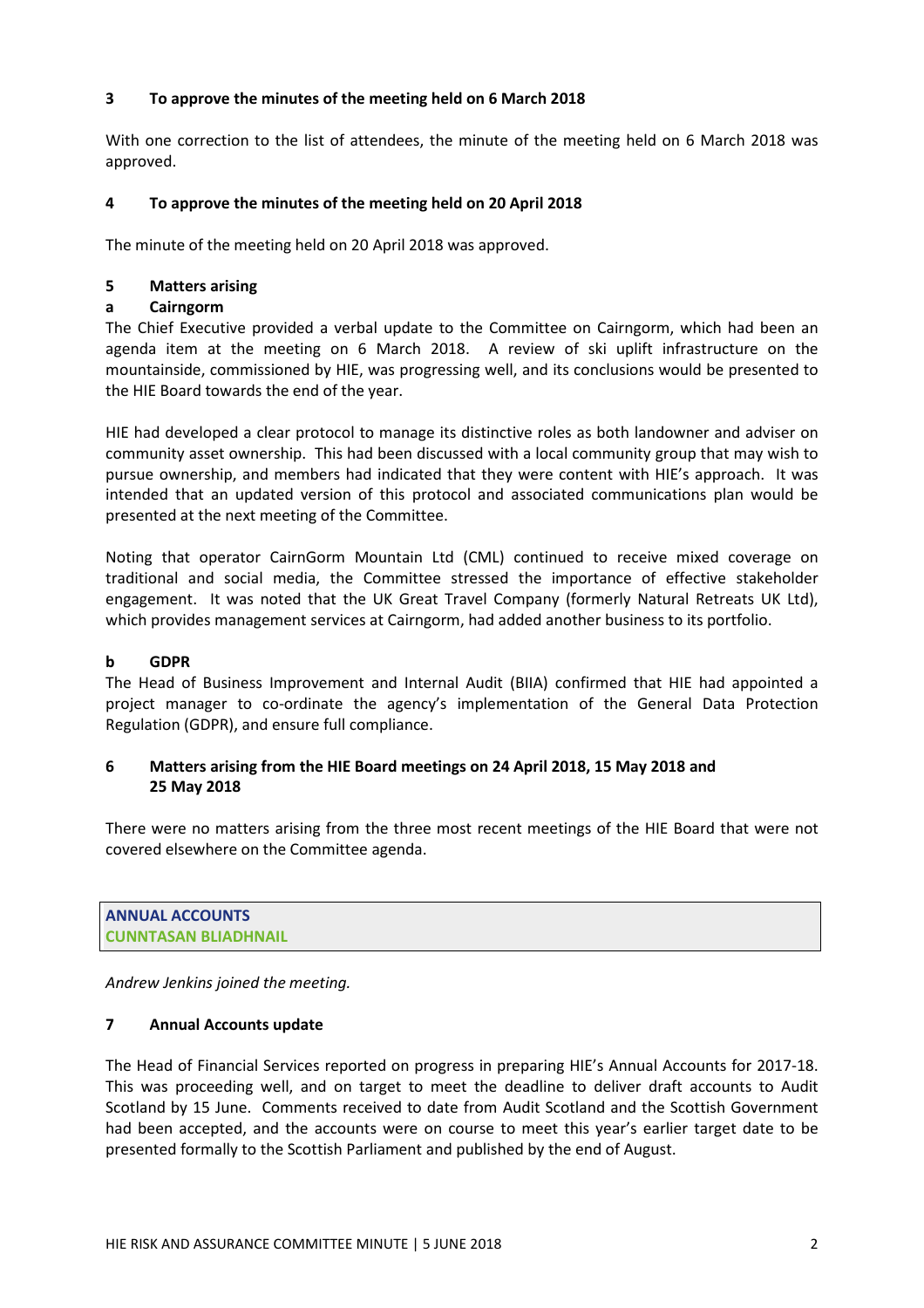### 3 To approve the minutes of the meeting held on 6 March 2018

With one correction to the list of attendees, the minute of the meeting held on 6 March 2018 was approved.

### 4 To approve the minutes of the meeting held on 20 April 2018

The minute of the meeting held on 20 April 2018 was approved.

### 5 Matters arising

**a Cairngorm**

The Chief Executive provided a verbal update to the Committee on Cairngorm, which had been an agenda item at the meeting on 6 March 2018. A review of ski uplift infrastructure on the mountainside, commissioned by HIE, was progressing well, and its conclusions would be presented to the HIE Board towards the end of the year.

HIE had developed a clear protocol to manage its distinctive roles as both landowner and adviser on community asset ownership. This had been discussed with a local community group that may wish to pursue ownership, and members had indicated that they were content with HIE's approach. It was intended that an updated version of this protocol and associated communications plan would be presented at the next meeting of the Committee.

Noting that operator CairnGorm Mountain Ltd (CML) continued to receive mixed coverage on traditional and social media, the Committee stressed the importance of effective stakeholder engagement. It was noted that the UK Great Travel Company (formerly Natural Retreats UK Ltd), which provides management services at Cairngorm, had added another business to its portfolio.

**b GDPR**

The Head of Business Improvement and Internal Audit (BIIA) confirmed that HIE had appointed a project manager to co-ordinate the agency's implementation of the General Data Protection Regulation (GDPR), and ensure full compliance.

### 6 Matters arising from the HIE Board meetings on 24 April 2018, 15 May 2018 and 25 May 2018

There were no matters arising from the three most recent meetings of the HIE Board that were not covered elsewhere on the Committee agenda.

## ANNUAL ACCOUNTS
## CUNNTASAN BLIADHNAIL

*Andrew Jenkins joined the meeting.*

### 7 Annual Accounts update

The Head of Financial Services reported on progress in preparing HIE's Annual Accounts for 2017-18. This was proceeding well, and on target to meet the deadline to deliver draft accounts to Audit Scotland by 15 June. Comments received to date from Audit Scotland and the Scottish Government had been accepted, and the accounts were on course to meet this year's earlier target date to be presented formally to the Scottish Parliament and published by the end of August.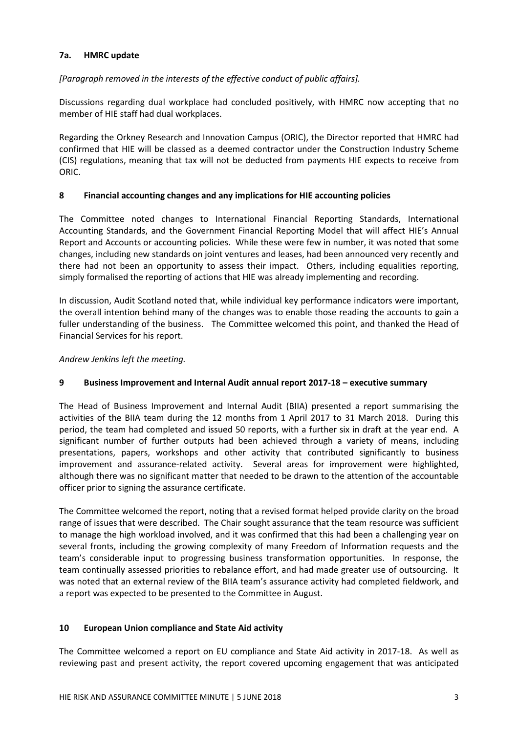## 7a. HMRC update

*[Paragraph removed in the interests of the effective conduct of public affairs].*

Discussions regarding dual workplace had concluded positively, with HMRC now accepting that no member of HIE staff had dual workplaces.

Regarding the Orkney Research and Innovation Campus (ORIC), the Director reported that HMRC had confirmed that HIE will be classed as a deemed contractor under the Construction Industry Scheme (CIS) regulations, meaning that tax will not be deducted from payments HIE expects to receive from ORIC.

## 8 Financial accounting changes and any implications for HIE accounting policies

The Committee noted changes to International Financial Reporting Standards, International Accounting Standards, and the Government Financial Reporting Model that will affect HIE's Annual Report and Accounts or accounting policies. While these were few in number, it was noted that some changes, including new standards on joint ventures and leases, had been announced very recently and there had not been an opportunity to assess their impact. Others, including equalities reporting, simply formalised the reporting of actions that HIE was already implementing and recording.

In discussion, Audit Scotland noted that, while individual key performance indicators were important, the overall intention behind many of the changes was to enable those reading the accounts to gain a fuller understanding of the business. The Committee welcomed this point, and thanked the Head of Financial Services for his report.

*Andrew Jenkins left the meeting.*

## 9 Business Improvement and Internal Audit annual report 2017-18 – executive summary

The Head of Business Improvement and Internal Audit (BIIA) presented a report summarising the activities of the BIIA team during the 12 months from 1 April 2017 to 31 March 2018. During this period, the team had completed and issued 50 reports, with a further six in draft at the year end. A significant number of further outputs had been achieved through a variety of means, including presentations, papers, workshops and other activity that contributed significantly to business improvement and assurance-related activity. Several areas for improvement were highlighted, although there was no significant matter that needed to be drawn to the attention of the accountable officer prior to signing the assurance certificate.

The Committee welcomed the report, noting that a revised format helped provide clarity on the broad range of issues that were described. The Chair sought assurance that the team resource was sufficient to manage the high workload involved, and it was confirmed that this had been a challenging year on several fronts, including the growing complexity of many Freedom of Information requests and the team's considerable input to progressing business transformation opportunities. In response, the team continually assessed priorities to rebalance effort, and had made greater use of outsourcing. It was noted that an external review of the BIIA team's assurance activity had completed fieldwork, and a report was expected to be presented to the Committee in August.

## 10 European Union compliance and State Aid activity

The Committee welcomed a report on EU compliance and State Aid activity in 2017-18. As well as reviewing past and present activity, the report covered upcoming engagement that was anticipated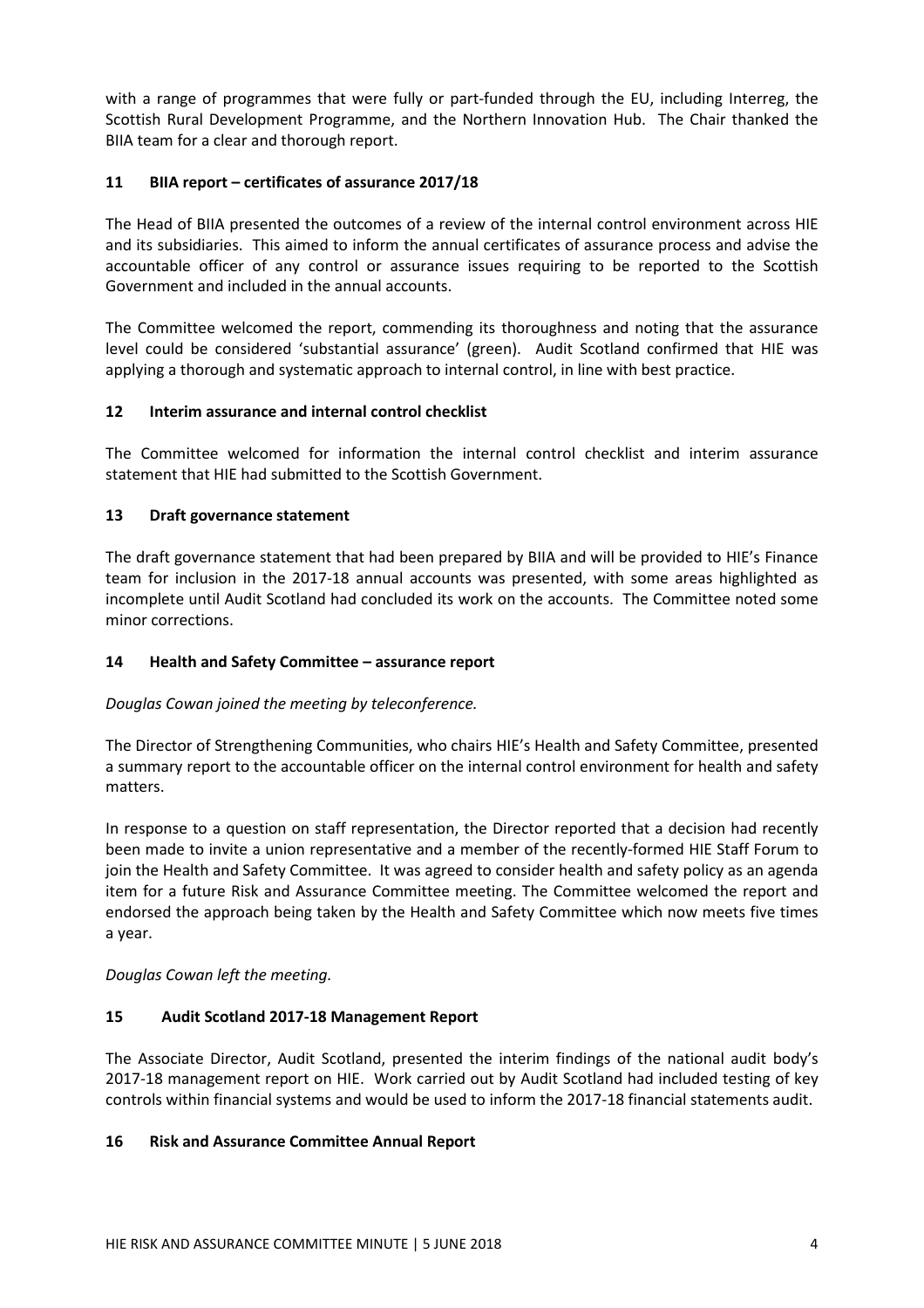with a range of programmes that were fully or part-funded through the EU, including Interreg, the Scottish Rural Development Programme, and the Northern Innovation Hub. The Chair thanked the BIIA team for a clear and thorough report.

### 11 BIIA report – certificates of assurance 2017/18

The Head of BIIA presented the outcomes of a review of the internal control environment across HIE and its subsidiaries. This aimed to inform the annual certificates of assurance process and advise the accountable officer of any control or assurance issues requiring to be reported to the Scottish Government and included in the annual accounts.

The Committee welcomed the report, commending its thoroughness and noting that the assurance level could be considered 'substantial assurance' (green). Audit Scotland confirmed that HIE was applying a thorough and systematic approach to internal control, in line with best practice.

### 12 Interim assurance and internal control checklist

The Committee welcomed for information the internal control checklist and interim assurance statement that HIE had submitted to the Scottish Government.

### 13 Draft governance statement

The draft governance statement that had been prepared by BIIA and will be provided to HIE's Finance team for inclusion in the 2017-18 annual accounts was presented, with some areas highlighted as incomplete until Audit Scotland had concluded its work on the accounts. The Committee noted some minor corrections.

### 14 Health and Safety Committee – assurance report

*Douglas Cowan joined the meeting by teleconference.*

The Director of Strengthening Communities, who chairs HIE's Health and Safety Committee, presented a summary report to the accountable officer on the internal control environment for health and safety matters.

In response to a question on staff representation, the Director reported that a decision had recently been made to invite a union representative and a member of the recently-formed HIE Staff Forum to join the Health and Safety Committee. It was agreed to consider health and safety policy as an agenda item for a future Risk and Assurance Committee meeting. The Committee welcomed the report and endorsed the approach being taken by the Health and Safety Committee which now meets five times a year.

*Douglas Cowan left the meeting.*

### 15 Audit Scotland 2017-18 Management Report

The Associate Director, Audit Scotland, presented the interim findings of the national audit body's 2017-18 management report on HIE. Work carried out by Audit Scotland had included testing of key controls within financial systems and would be used to inform the 2017-18 financial statements audit.

### 16 Risk and Assurance Committee Annual Report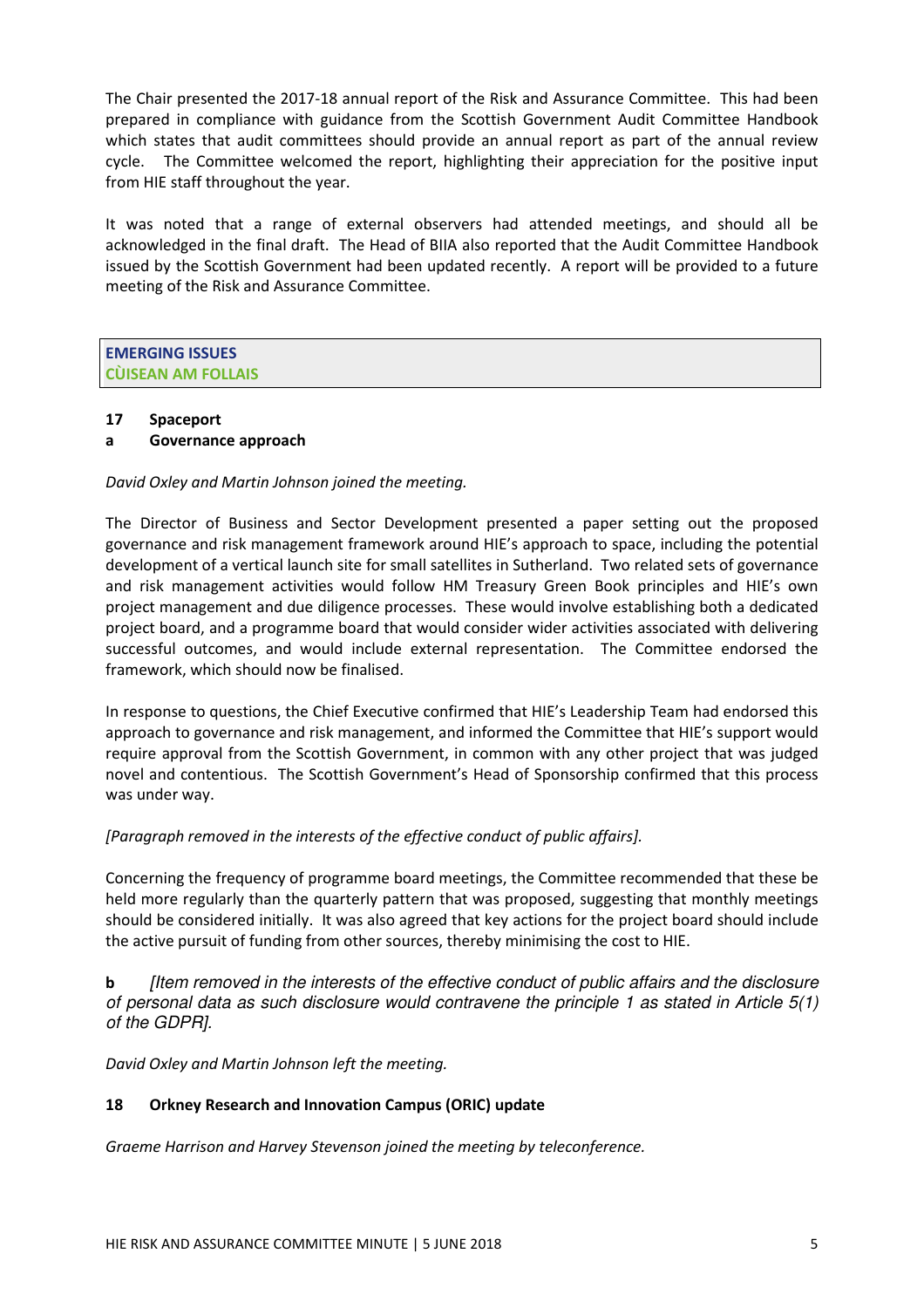The Chair presented the 2017-18 annual report of the Risk and Assurance Committee. This had been prepared in compliance with guidance from the Scottish Government Audit Committee Handbook which states that audit committees should provide an annual report as part of the annual review cycle. The Committee welcomed the report, highlighting their appreciation for the positive input from HIE staff throughout the year.

It was noted that a range of external observers had attended meetings, and should all be acknowledged in the final draft. The Head of BIIA also reported that the Audit Committee Handbook issued by the Scottish Government had been updated recently. A report will be provided to a future meeting of the Risk and Assurance Committee.

## EMERGING ISSUES
## CÙISEAN AM FOLLAIS

### 17 Spaceport

### a Governance approach

*David Oxley and Martin Johnson joined the meeting.*

The Director of Business and Sector Development presented a paper setting out the proposed governance and risk management framework around HIE's approach to space, including the potential development of a vertical launch site for small satellites in Sutherland. Two related sets of governance and risk management activities would follow HM Treasury Green Book principles and HIE's own project management and due diligence processes. These would involve establishing both a dedicated project board, and a programme board that would consider wider activities associated with delivering successful outcomes, and would include external representation. The Committee endorsed the framework, which should now be finalised.

In response to questions, the Chief Executive confirmed that HIE's Leadership Team had endorsed this approach to governance and risk management, and informed the Committee that HIE's support would require approval from the Scottish Government, in common with any other project that was judged novel and contentious. The Scottish Government's Head of Sponsorship confirmed that this process was under way.

*[Paragraph removed in the interests of the effective conduct of public affairs].*

Concerning the frequency of programme board meetings, the Committee recommended that these be held more regularly than the quarterly pattern that was proposed, suggesting that monthly meetings should be considered initially. It was also agreed that key actions for the project board should include the active pursuit of funding from other sources, thereby minimising the cost to HIE.

**b** *[Item removed in the interests of the effective conduct of public affairs and the disclosure of personal data as such disclosure would contravene the principle 1 as stated in Article 5(1) of the GDPR].*

*David Oxley and Martin Johnson left the meeting.*

### 18 Orkney Research and Innovation Campus (ORIC) update

*Graeme Harrison and Harvey Stevenson joined the meeting by teleconference.*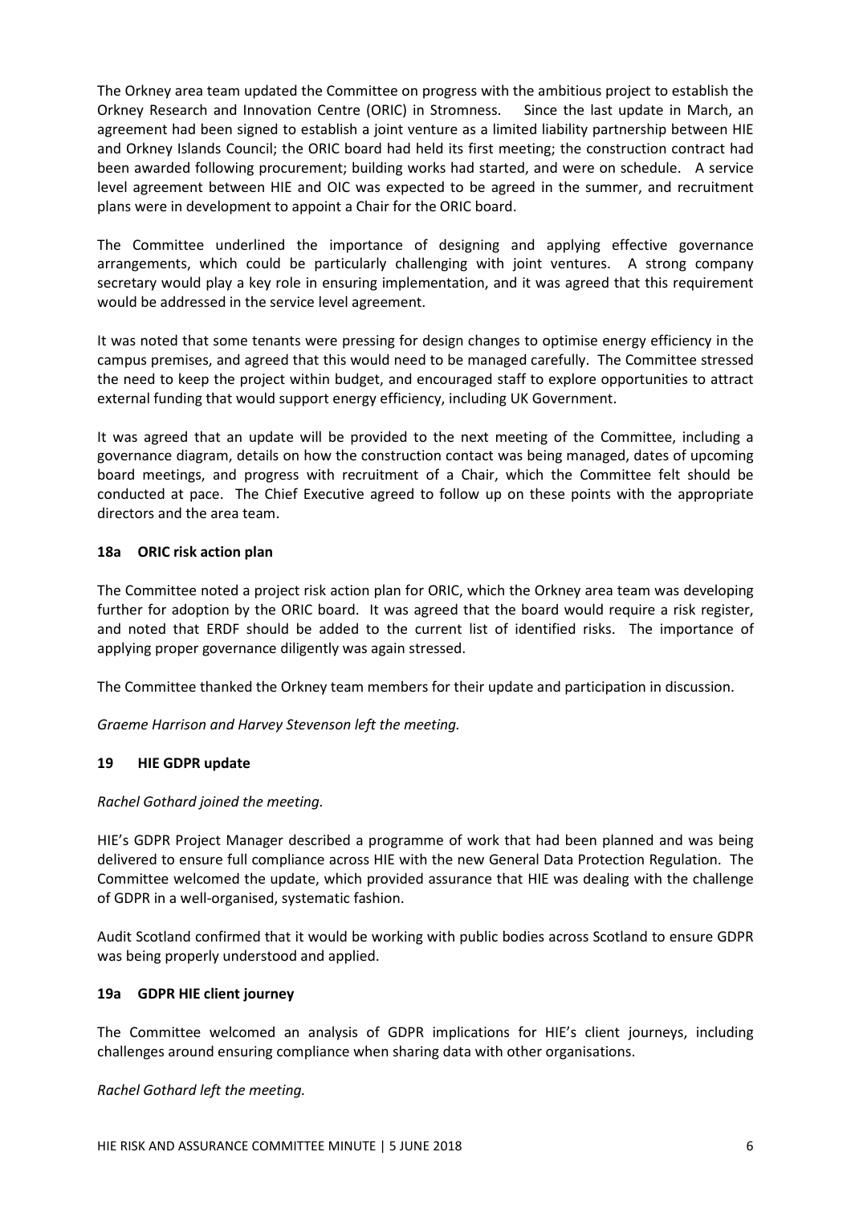The Orkney area team updated the Committee on progress with the ambitious project to establish the Orkney Research and Innovation Centre (ORIC) in Stromness. Since the last update in March, an agreement had been signed to establish a joint venture as a limited liability partnership between HIE and Orkney Islands Council; the ORIC board had held its first meeting; the construction contract had been awarded following procurement; building works had started, and were on schedule. A service level agreement between HIE and OIC was expected to be agreed in the summer, and recruitment plans were in development to appoint a Chair for the ORIC board.

The Committee underlined the importance of designing and applying effective governance arrangements, which could be particularly challenging with joint ventures. A strong company secretary would play a key role in ensuring implementation, and it was agreed that this requirement would be addressed in the service level agreement.

It was noted that some tenants were pressing for design changes to optimise energy efficiency in the campus premises, and agreed that this would need to be managed carefully. The Committee stressed the need to keep the project within budget, and encouraged staff to explore opportunities to attract external funding that would support energy efficiency, including UK Government.

It was agreed that an update will be provided to the next meeting of the Committee, including a governance diagram, details on how the construction contact was being managed, dates of upcoming board meetings, and progress with recruitment of a Chair, which the Committee felt should be conducted at pace. The Chief Executive agreed to follow up on these points with the appropriate directors and the area team.

**18a ORIC risk action plan**

The Committee noted a project risk action plan for ORIC, which the Orkney area team was developing further for adoption by the ORIC board. It was agreed that the board would require a risk register, and noted that ERDF should be added to the current list of identified risks. The importance of applying proper governance diligently was again stressed.

The Committee thanked the Orkney team members for their update and participation in discussion.

*Graeme Harrison and Harvey Stevenson left the meeting.*

**19 HIE GDPR update**

*Rachel Gothard joined the meeting.*

HIE's GDPR Project Manager described a programme of work that had been planned and was being delivered to ensure full compliance across HIE with the new General Data Protection Regulation. The Committee welcomed the update, which provided assurance that HIE was dealing with the challenge of GDPR in a well-organised, systematic fashion.

Audit Scotland confirmed that it would be working with public bodies across Scotland to ensure GDPR was being properly understood and applied.

**19a GDPR HIE client journey**

The Committee welcomed an analysis of GDPR implications for HIE's client journeys, including challenges around ensuring compliance when sharing data with other organisations.

*Rachel Gothard left the meeting.*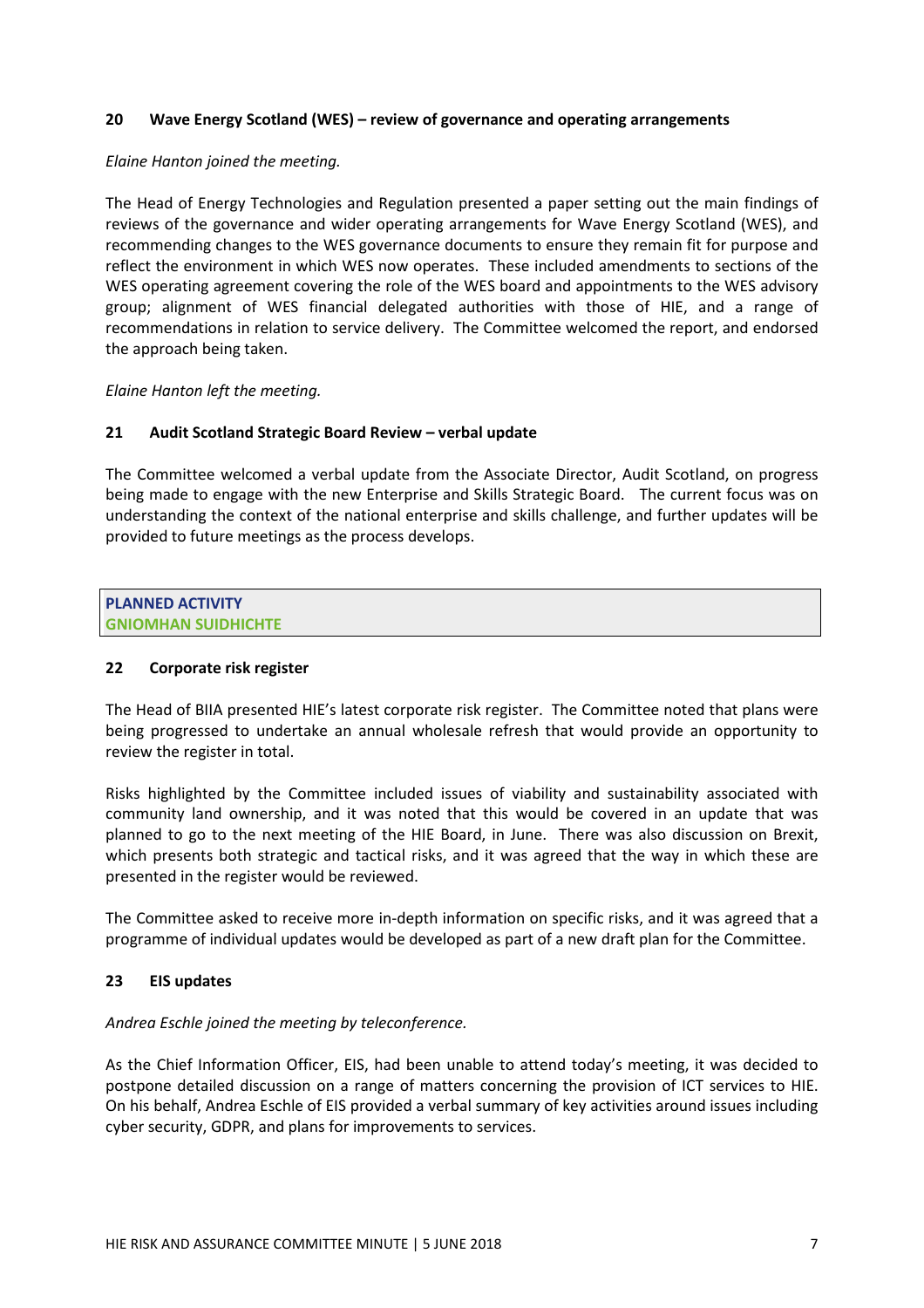### 20 Wave Energy Scotland (WES) – review of governance and operating arrangements

*Elaine Hanton joined the meeting.*

The Head of Energy Technologies and Regulation presented a paper setting out the main findings of reviews of the governance and wider operating arrangements for Wave Energy Scotland (WES), and recommending changes to the WES governance documents to ensure they remain fit for purpose and reflect the environment in which WES now operates. These included amendments to sections of the WES operating agreement covering the role of the WES board and appointments to the WES advisory group; alignment of WES financial delegated authorities with those of HIE, and a range of recommendations in relation to service delivery. The Committee welcomed the report, and endorsed the approach being taken.

*Elaine Hanton left the meeting.*

### 21 Audit Scotland Strategic Board Review – verbal update

The Committee welcomed a verbal update from the Associate Director, Audit Scotland, on progress being made to engage with the new Enterprise and Skills Strategic Board. The current focus was on understanding the context of the national enterprise and skills challenge, and further updates will be provided to future meetings as the process develops.

## PLANNED ACTIVITY
## GNIOMHAN SUIDHICHTE

### 22 Corporate risk register

The Head of BIIA presented HIE's latest corporate risk register. The Committee noted that plans were being progressed to undertake an annual wholesale refresh that would provide an opportunity to review the register in total.

Risks highlighted by the Committee included issues of viability and sustainability associated with community land ownership, and it was noted that this would be covered in an update that was planned to go to the next meeting of the HIE Board, in June. There was also discussion on Brexit, which presents both strategic and tactical risks, and it was agreed that the way in which these are presented in the register would be reviewed.

The Committee asked to receive more in-depth information on specific risks, and it was agreed that a programme of individual updates would be developed as part of a new draft plan for the Committee.

### 23 EIS updates

*Andrea Eschle joined the meeting by teleconference.*

As the Chief Information Officer, EIS, had been unable to attend today's meeting, it was decided to postpone detailed discussion on a range of matters concerning the provision of ICT services to HIE. On his behalf, Andrea Eschle of EIS provided a verbal summary of key activities around issues including cyber security, GDPR, and plans for improvements to services.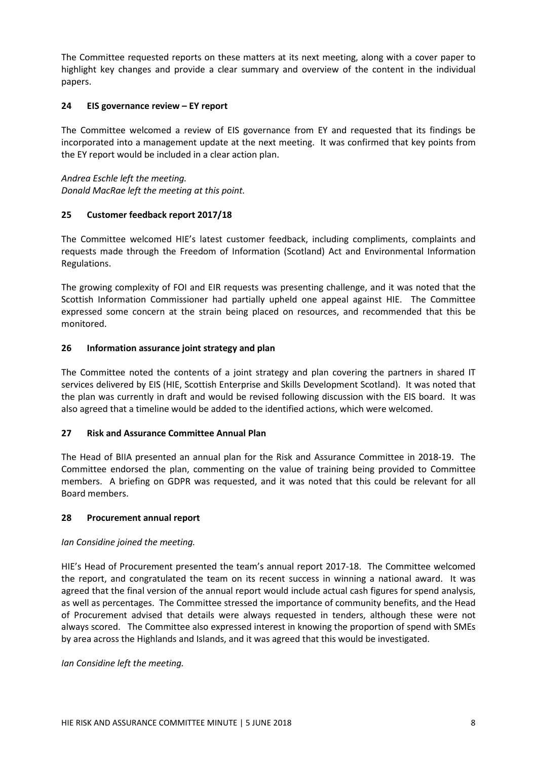The Committee requested reports on these matters at its next meeting, along with a cover paper to highlight key changes and provide a clear summary and overview of the content in the individual papers.

### 24 EIS governance review – EY report

The Committee welcomed a review of EIS governance from EY and requested that its findings be incorporated into a management update at the next meeting. It was confirmed that key points from the EY report would be included in a clear action plan.

*Andrea Eschle left the meeting.*
*Donald MacRae left the meeting at this point.*

### 25 Customer feedback report 2017/18

The Committee welcomed HIE's latest customer feedback, including compliments, complaints and requests made through the Freedom of Information (Scotland) Act and Environmental Information Regulations.

The growing complexity of FOI and EIR requests was presenting challenge, and it was noted that the Scottish Information Commissioner had partially upheld one appeal against HIE. The Committee expressed some concern at the strain being placed on resources, and recommended that this be monitored.

### 26 Information assurance joint strategy and plan

The Committee noted the contents of a joint strategy and plan covering the partners in shared IT services delivered by EIS (HIE, Scottish Enterprise and Skills Development Scotland). It was noted that the plan was currently in draft and would be revised following discussion with the EIS board. It was also agreed that a timeline would be added to the identified actions, which were welcomed.

### 27 Risk and Assurance Committee Annual Plan

The Head of BIIA presented an annual plan for the Risk and Assurance Committee in 2018-19. The Committee endorsed the plan, commenting on the value of training being provided to Committee members. A briefing on GDPR was requested, and it was noted that this could be relevant for all Board members.

### 28 Procurement annual report

*Ian Considine joined the meeting.*

HIE's Head of Procurement presented the team's annual report 2017-18. The Committee welcomed the report, and congratulated the team on its recent success in winning a national award. It was agreed that the final version of the annual report would include actual cash figures for spend analysis, as well as percentages. The Committee stressed the importance of community benefits, and the Head of Procurement advised that details were always requested in tenders, although these were not always scored. The Committee also expressed interest in knowing the proportion of spend with SMEs by area across the Highlands and Islands, and it was agreed that this would be investigated.

*Ian Considine left the meeting.*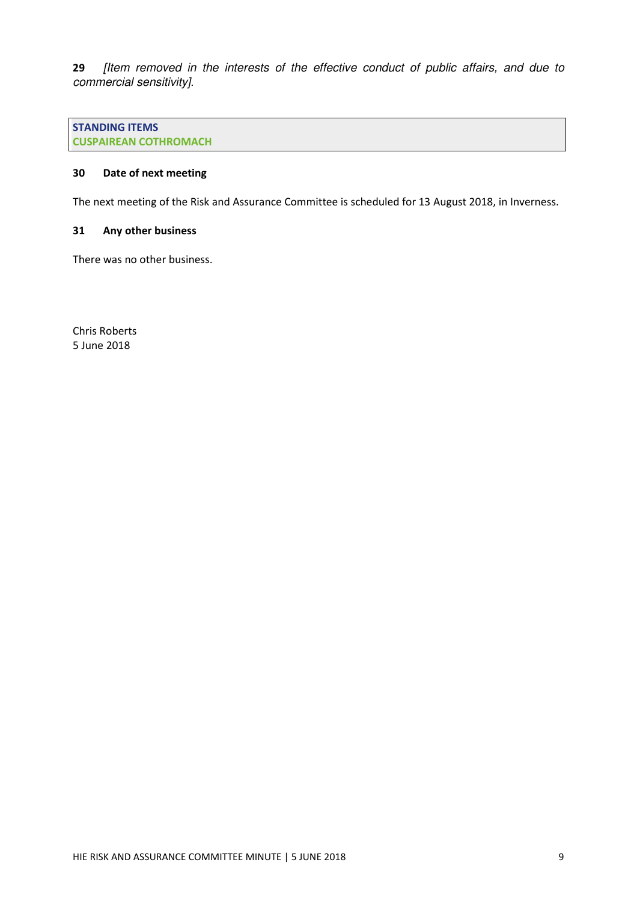**29** *[Item removed in the interests of the effective conduct of public affairs, and due to commercial sensitivity].*

**STANDING ITEMS**
**CUSPAIREAN COTHROMACH**

### 30 Date of next meeting

The next meeting of the Risk and Assurance Committee is scheduled for 13 August 2018, in Inverness.

### 31 Any other business

There was no other business.

Chris Roberts
5 June 2018